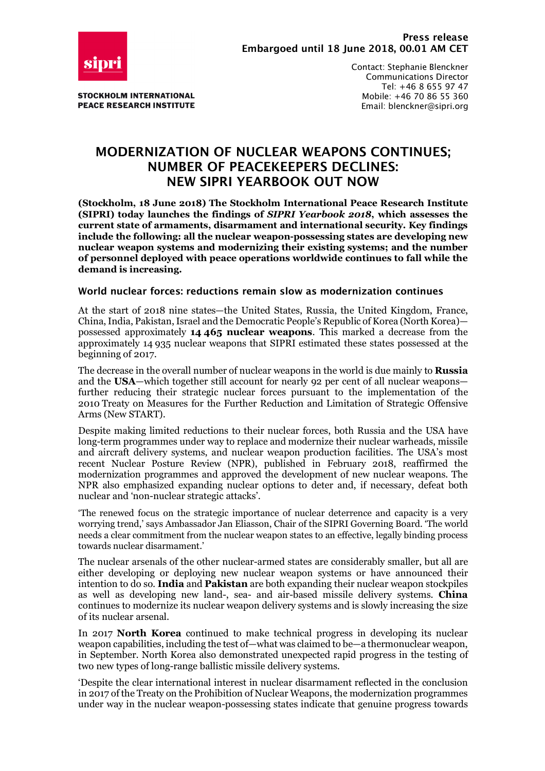**Press release**
**Embargoed until 18 June 2018, 00.01 AM CET**

STOCKHOLM INTERNATIONAL PEACE RESEARCH INSTITUTE

Contact: Stephanie Blenckner
Communications Director
Tel: +46 8 655 97 47
Mobile: +46 70 86 55 360
Email: blenckner@sipri.org

# MODERNIZATION OF NUCLEAR WEAPONS CONTINUES; NUMBER OF PEACEKEEPERS DECLINES: NEW SIPRI YEARBOOK OUT NOW

**(Stockholm, 18 June 2018) The Stockholm International Peace Research Institute (SIPRI) today launches the findings of *SIPRI Yearbook 2018*, which assesses the current state of armaments, disarmament and international security. Key findings include the following: all the nuclear weapon-possessing states are developing new nuclear weapon systems and modernizing their existing systems; and the number of personnel deployed with peace operations worldwide continues to fall while the demand is increasing.**

## World nuclear forces: reductions remain slow as modernization continues

At the start of 2018 nine states—the United States, Russia, the United Kingdom, France, China, India, Pakistan, Israel and the Democratic People's Republic of Korea (North Korea)—possessed approximately **14 465 nuclear weapons**. This marked a decrease from the approximately 14 935 nuclear weapons that SIPRI estimated these states possessed at the beginning of 2017.

The decrease in the overall number of nuclear weapons in the world is due mainly to **Russia** and the **USA**—which together still account for nearly 92 per cent of all nuclear weapons—further reducing their strategic nuclear forces pursuant to the implementation of the 2010 Treaty on Measures for the Further Reduction and Limitation of Strategic Offensive Arms (New START).

Despite making limited reductions to their nuclear forces, both Russia and the USA have long-term programmes under way to replace and modernize their nuclear warheads, missile and aircraft delivery systems, and nuclear weapon production facilities. The USA's most recent Nuclear Posture Review (NPR), published in February 2018, reaffirmed the modernization programmes and approved the development of new nuclear weapons. The NPR also emphasized expanding nuclear options to deter and, if necessary, defeat both nuclear and 'non-nuclear strategic attacks'.

'The renewed focus on the strategic importance of nuclear deterrence and capacity is a very worrying trend,' says Ambassador Jan Eliasson, Chair of the SIPRI Governing Board. 'The world needs a clear commitment from the nuclear weapon states to an effective, legally binding process towards nuclear disarmament.'

The nuclear arsenals of the other nuclear-armed states are considerably smaller, but all are either developing or deploying new nuclear weapon systems or have announced their intention to do so. **India** and **Pakistan** are both expanding their nuclear weapon stockpiles as well as developing new land-, sea- and air-based missile delivery systems. **China** continues to modernize its nuclear weapon delivery systems and is slowly increasing the size of its nuclear arsenal.

In 2017 **North Korea** continued to make technical progress in developing its nuclear weapon capabilities, including the test of—what was claimed to be—a thermonuclear weapon, in September. North Korea also demonstrated unexpected rapid progress in the testing of two new types of long-range ballistic missile delivery systems.

'Despite the clear international interest in nuclear disarmament reflected in the conclusion in 2017 of the Treaty on the Prohibition of Nuclear Weapons, the modernization programmes under way in the nuclear weapon-possessing states indicate that genuine progress towards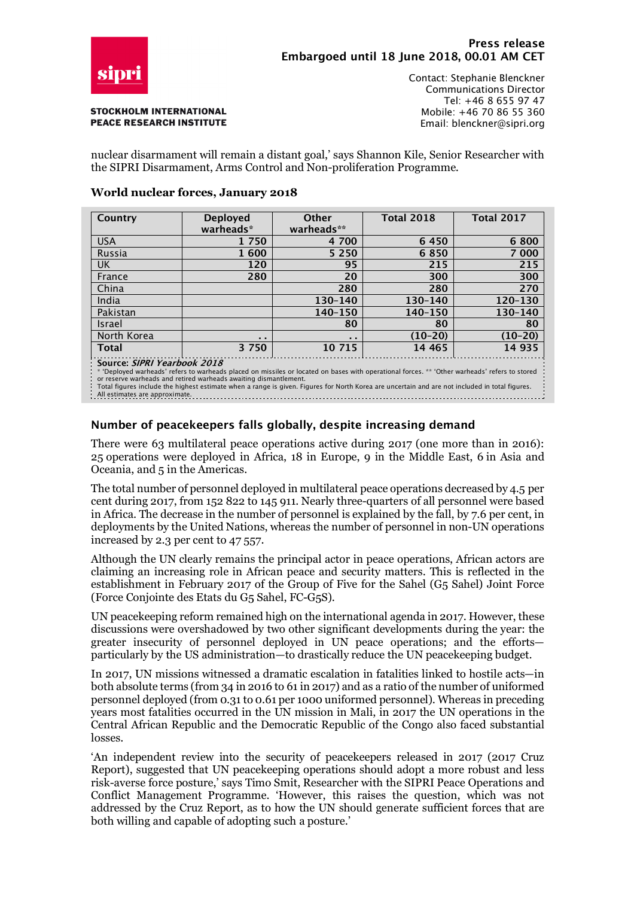nuclear disarmament will remain a distant goal,' says Shannon Kile, Senior Researcher with the SIPRI Disarmament, Arms Control and Non-proliferation Programme.

**World nuclear forces, January 2018**

| Country | Deployed warheads* | Other warheads** | Total 2018 | Total 2017 |
|---|---|---|---|---|
| USA | 1 750 | 4 700 | 6 450 | 6 800 |
| Russia | 1 600 | 5 250 | 6 850 | 7 000 |
| UK | 120 | 95 | 215 | 215 |
| France | 280 | 20 | 300 | 300 |
| China | | 280 | 280 | 270 |
| India | | 130–140 | 130–140 | 120–130 |
| Pakistan | | 140–150 | 140–150 | 130–140 |
| Israel | | 80 | 80 | 80 |
| North Korea | . . | . . | (10–20) | (10–20) |
| **Total** | 3 750 | 10 715 | 14 465 | 14 935 |

**Source:** ***SIPRI Yearbook 2018***
* 'Deployed warheads' refers to warheads placed on missiles or located on bases with operational forces. ** 'Other warheads' refers to stored or reserve warheads and retired warheads awaiting dismantlement.
Total figures include the highest estimate when a range is given. Figures for North Korea are uncertain and are not included in total figures.
All estimates are approximate.

## Number of peacekeepers falls globally, despite increasing demand

There were 63 multilateral peace operations active during 2017 (one more than in 2016): 25 operations were deployed in Africa, 18 in Europe, 9 in the Middle East, 6 in Asia and Oceania, and 5 in the Americas.

The total number of personnel deployed in multilateral peace operations decreased by 4.5 per cent during 2017, from 152 822 to 145 911. Nearly three-quarters of all personnel were based in Africa. The decrease in the number of personnel is explained by the fall, by 7.6 per cent, in deployments by the United Nations, whereas the number of personnel in non-UN operations increased by 2.3 per cent to 47 557.

Although the UN clearly remains the principal actor in peace operations, African actors are claiming an increasing role in African peace and security matters. This is reflected in the establishment in February 2017 of the Group of Five for the Sahel (G5 Sahel) Joint Force (Force Conjointe des Etats du G5 Sahel, FC-G5S).

UN peacekeeping reform remained high on the international agenda in 2017. However, these discussions were overshadowed by two other significant developments during the year: the greater insecurity of personnel deployed in UN peace operations; and the efforts—particularly by the US administration—to drastically reduce the UN peacekeeping budget.

In 2017, UN missions witnessed a dramatic escalation in fatalities linked to hostile acts—in both absolute terms (from 34 in 2016 to 61 in 2017) and as a ratio of the number of uniformed personnel deployed (from 0.31 to 0.61 per 1000 uniformed personnel). Whereas in preceding years most fatalities occurred in the UN mission in Mali, in 2017 the UN operations in the Central African Republic and the Democratic Republic of the Congo also faced substantial losses.

'An independent review into the security of peacekeepers released in 2017 (2017 Cruz Report), suggested that UN peacekeeping operations should adopt a more robust and less risk-averse force posture,' says Timo Smit, Researcher with the SIPRI Peace Operations and Conflict Management Programme. 'However, this raises the question, which was not addressed by the Cruz Report, as to how the UN should generate sufficient forces that are both willing and capable of adopting such a posture.'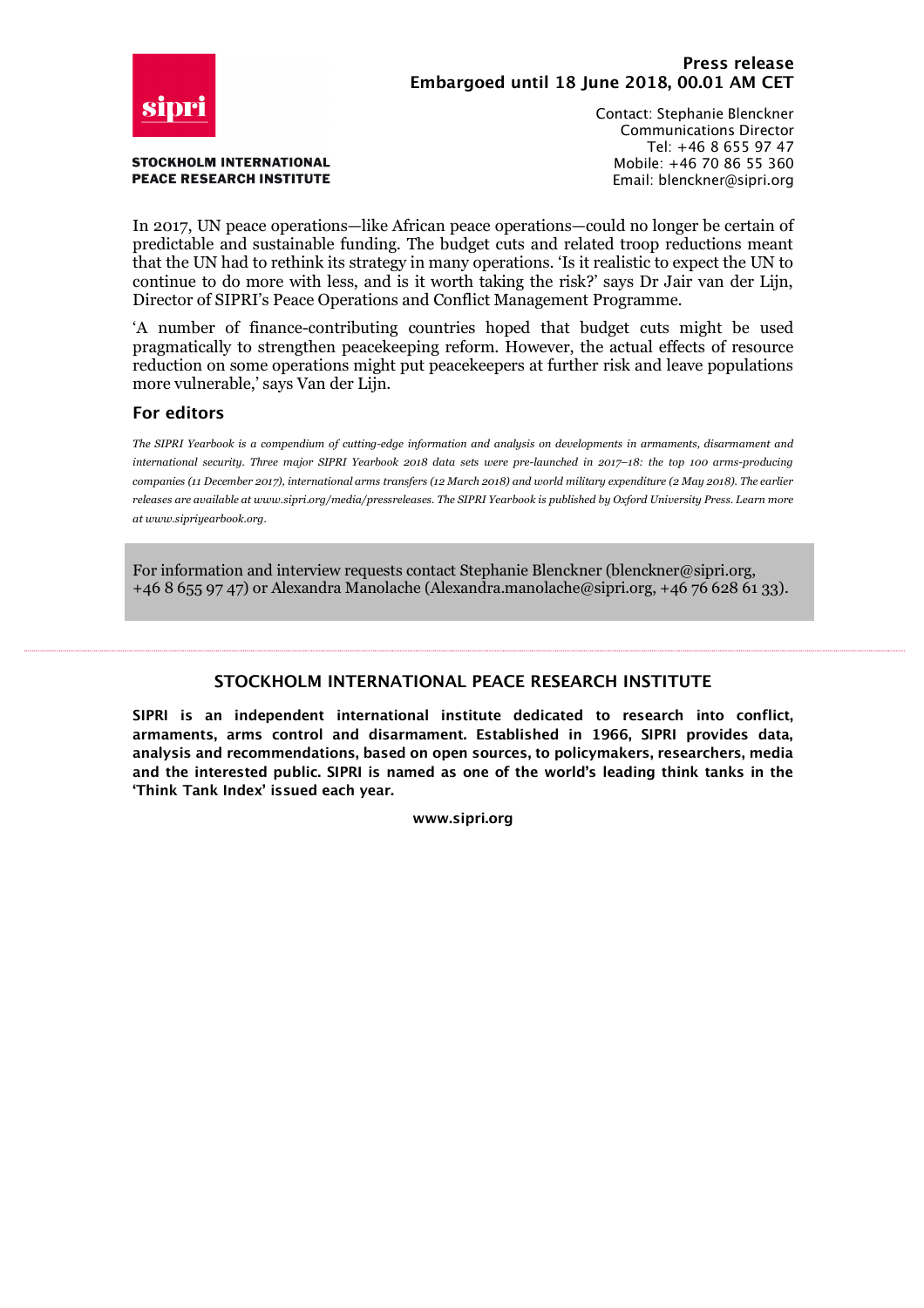**Press release**
**Embargoed until 18 June 2018, 00.01 AM CET**

Contact: Stephanie Blenckner
Communications Director
Tel: +46 8 655 97 47
Mobile: +46 70 86 55 360
Email: blenckner@sipri.org

**STOCKHOLM INTERNATIONAL PEACE RESEARCH INSTITUTE**

In 2017, UN peace operations—like African peace operations—could no longer be certain of predictable and sustainable funding. The budget cuts and related troop reductions meant that the UN had to rethink its strategy in many operations. 'Is it realistic to expect the UN to continue to do more with less, and is it worth taking the risk?' says Dr Jair van der Lijn, Director of SIPRI's Peace Operations and Conflict Management Programme.

'A number of finance-contributing countries hoped that budget cuts might be used pragmatically to strengthen peacekeeping reform. However, the actual effects of resource reduction on some operations might put peacekeepers at further risk and leave populations more vulnerable,' says Van der Lijn.

## For editors

*The SIPRI Yearbook is a compendium of cutting-edge information and analysis on developments in armaments, disarmament and international security. Three major SIPRI Yearbook 2018 data sets were pre-launched in 2017–18: the top 100 arms-producing companies (11 December 2017), international arms transfers (12 March 2018) and world military expenditure (2 May 2018). The earlier releases are available at www.sipri.org/media/pressreleases. The SIPRI Yearbook is published by Oxford University Press. Learn more at www.sipriyearbook.org.*

For information and interview requests contact Stephanie Blenckner (blenckner@sipri.org, +46 8 655 97 47) or Alexandra Manolache (Alexandra.manolache@sipri.org, +46 76 628 61 33).

## STOCKHOLM INTERNATIONAL PEACE RESEARCH INSTITUTE

**SIPRI is an independent international institute dedicated to research into conflict, armaments, arms control and disarmament. Established in 1966, SIPRI provides data, analysis and recommendations, based on open sources, to policymakers, researchers, media and the interested public. SIPRI is named as one of the world's leading think tanks in the 'Think Tank Index' issued each year.**

**www.sipri.org**